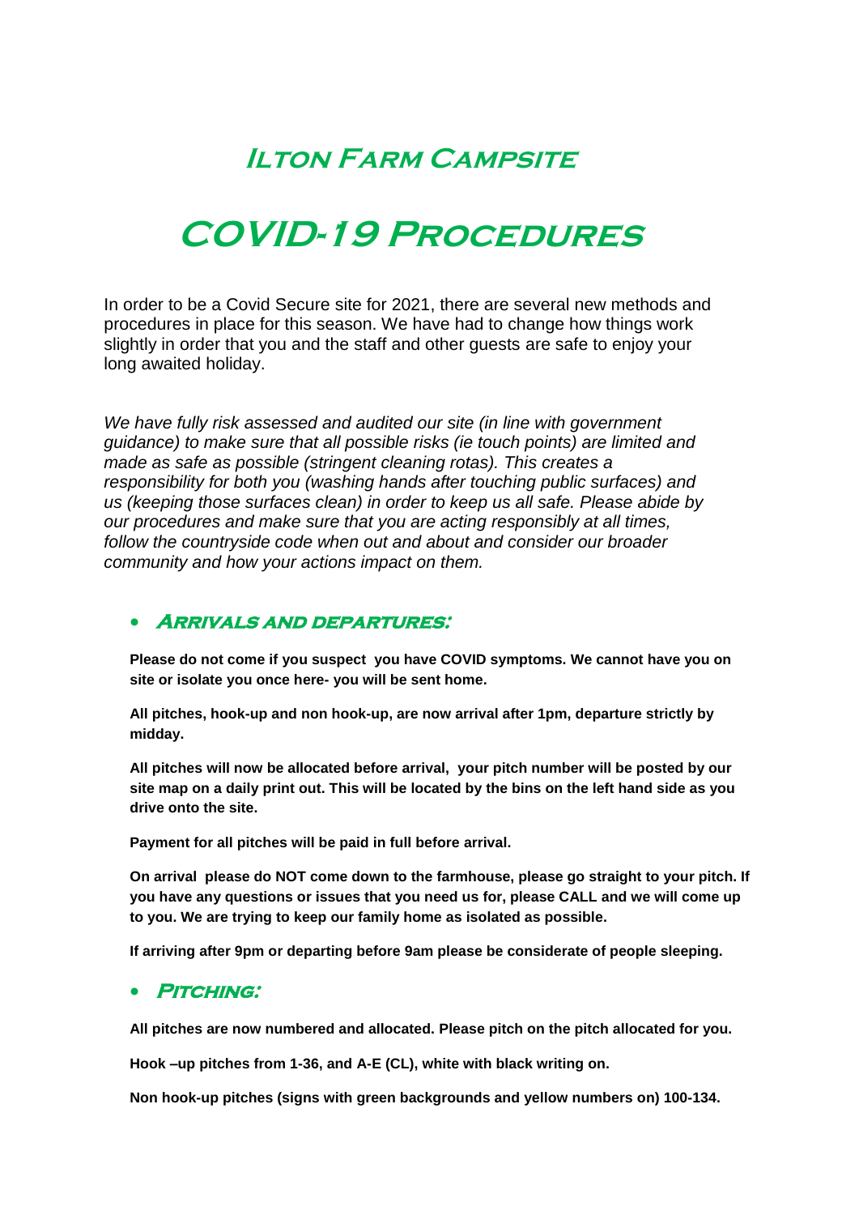# Ilton Farm Campsite

# COVID-19 Procedures

In order to be a Covid Secure site for 2021, there are several new methods and procedures in place for this season. We have had to change how things work slightly in order that you and the staff and other guests are safe to enjoy your long awaited holiday.

*We have fully risk assessed and audited our site (in line with government guidance) to make sure that all possible risks (ie touch points) are limited and made as safe as possible (stringent cleaning rotas). This creates a responsibility for both you (washing hands after touching public surfaces) and us (keeping those surfaces clean) in order to keep us all safe. Please abide by our procedures and make sure that you are acting responsibly at all times, follow the countryside code when out and about and consider our broader community and how your actions impact on them.*

- ## Arrivals and departures:

**Please do not come if you suspect you have COVID symptoms. We cannot have you on site or isolate you once here- you will be sent home.**

**All pitches, hook-up and non hook-up, are now arrival after 1pm, departure strictly by midday.**

**All pitches will now be allocated before arrival, your pitch number will be posted by our site map on a daily print out. This will be located by the bins on the left hand side as you drive onto the site.**

**Payment for all pitches will be paid in full before arrival.**

**On arrival please do NOT come down to the farmhouse, please go straight to your pitch. If you have any questions or issues that you need us for, please CALL and we will come up to you. We are trying to keep our family home as isolated as possible.**

**If arriving after 9pm or departing before 9am please be considerate of people sleeping.**

- ## Pitching:

**All pitches are now numbered and allocated. Please pitch on the pitch allocated for you.**

**Hook –up pitches from 1-36, and A-E (CL), white with black writing on.**

**Non hook-up pitches (signs with green backgrounds and yellow numbers on) 100-134.**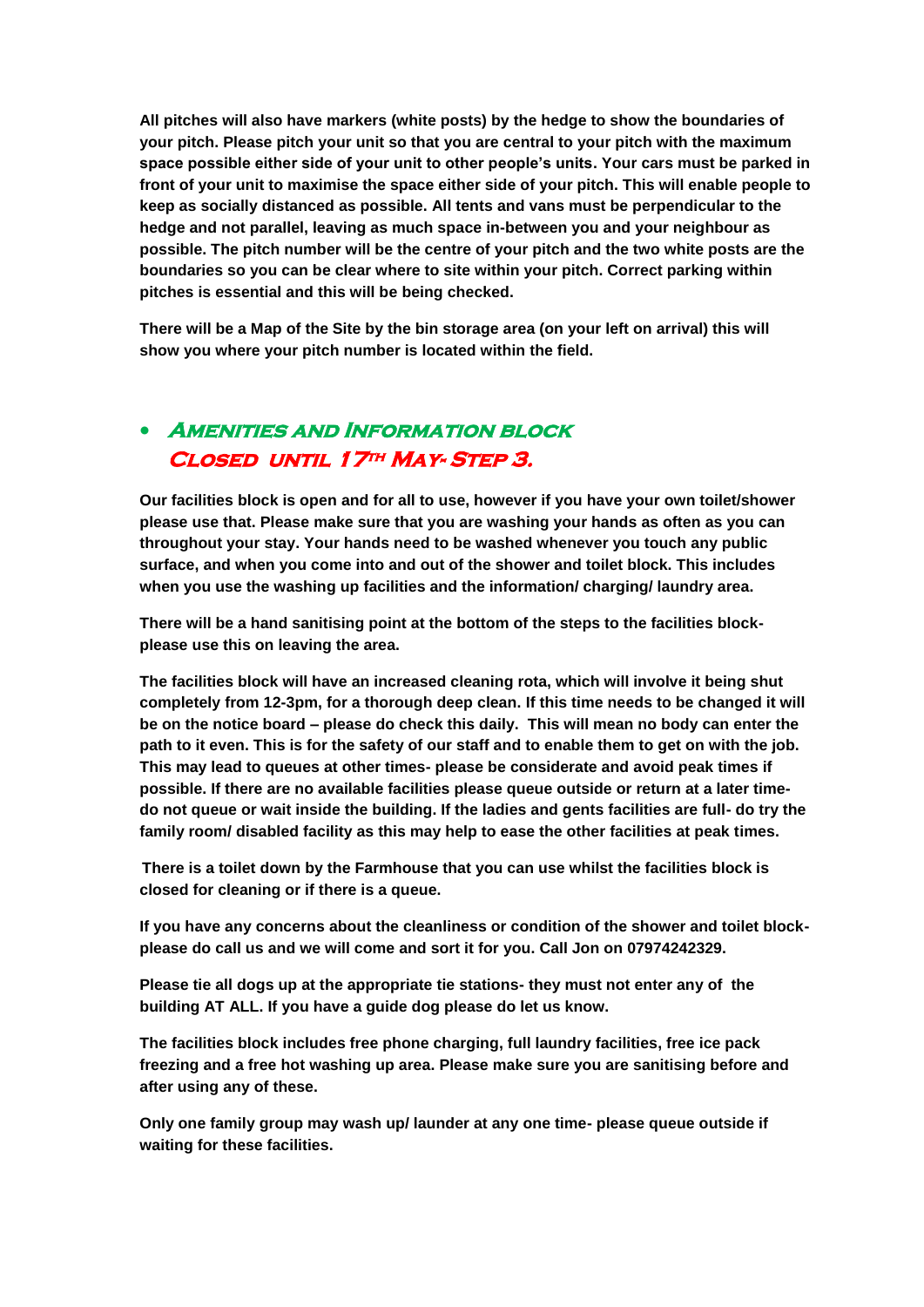**All pitches will also have markers (white posts) by the hedge to show the boundaries of your pitch. Please pitch your unit so that you are central to your pitch with the maximum space possible either side of your unit to other people's units. Your cars must be parked in front of your unit to maximise the space either side of your pitch. This will enable people to keep as socially distanced as possible. All tents and vans must be perpendicular to the hedge and not parallel, leaving as much space in-between you and your neighbour as possible. The pitch number will be the centre of your pitch and the two white posts are the boundaries so you can be clear where to site within your pitch. Correct parking within pitches is essential and this will be being checked.**

**There will be a Map of the Site by the bin storage area (on your left on arrival) this will show you where your pitch number is located within the field.**

- ## Amenities and Information block Closed until 17th May- Step 3.

**Our facilities block is open and for all to use, however if you have your own toilet/shower please use that. Please make sure that you are washing your hands as often as you can throughout your stay. Your hands need to be washed whenever you touch any public surface, and when you come into and out of the shower and toilet block. This includes when you use the washing up facilities and the information/ charging/ laundry area.**

**There will be a hand sanitising point at the bottom of the steps to the facilities block- please use this on leaving the area.**

**The facilities block will have an increased cleaning rota, which will involve it being shut completely from 12-3pm, for a thorough deep clean. If this time needs to be changed it will be on the notice board – please do check this daily. This will mean no body can enter the path to it even. This is for the safety of our staff and to enable them to get on with the job. This may lead to queues at other times- please be considerate and avoid peak times if possible. If there are no available facilities please queue outside or return at a later time- do not queue or wait inside the building. If the ladies and gents facilities are full- do try the family room/ disabled facility as this may help to ease the other facilities at peak times.**

**There is a toilet down by the Farmhouse that you can use whilst the facilities block is closed for cleaning or if there is a queue.**

**If you have any concerns about the cleanliness or condition of the shower and toilet block- please do call us and we will come and sort it for you. Call Jon on 07974242329.**

**Please tie all dogs up at the appropriate tie stations- they must not enter any of the building AT ALL. If you have a guide dog please do let us know.**

**The facilities block includes free phone charging, full laundry facilities, free ice pack freezing and a free hot washing up area. Please make sure you are sanitising before and after using any of these.**

**Only one family group may wash up/ launder at any one time- please queue outside if waiting for these facilities.**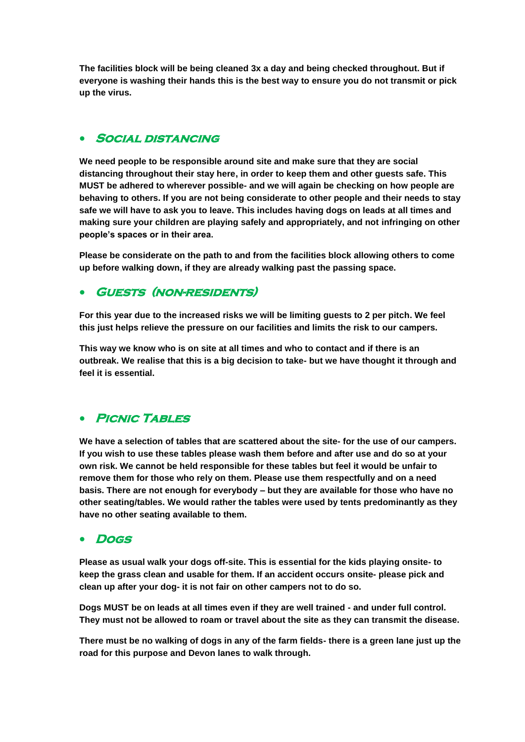**The facilities block will be being cleaned 3x a day and being checked throughout. But if everyone is washing their hands this is the best way to ensure you do not transmit or pick up the virus.**

- ## *Social distancing*

**We need people to be responsible around site and make sure that they are social distancing throughout their stay here, in order to keep them and other guests safe. This MUST be adhered to wherever possible- and we will again be checking on how people are behaving to others. If you are not being considerate to other people and their needs to stay safe we will have to ask you to leave. This includes having dogs on leads at all times and making sure your children are playing safely and appropriately, and not infringing on other people's spaces or in their area.**

**Please be considerate on the path to and from the facilities block allowing others to come up before walking down, if they are already walking past the passing space.**

- ## *Guests (non-residents)*

**For this year due to the increased risks we will be limiting guests to 2 per pitch. We feel this just helps relieve the pressure on our facilities and limits the risk to our campers.**

**This way we know who is on site at all times and who to contact and if there is an outbreak. We realise that this is a big decision to take- but we have thought it through and feel it is essential.**

- ## *Picnic Tables*

**We have a selection of tables that are scattered about the site- for the use of our campers. If you wish to use these tables please wash them before and after use and do so at your own risk. We cannot be held responsible for these tables but feel it would be unfair to remove them for those who rely on them. Please use them respectfully and on a need basis. There are not enough for everybody – but they are available for those who have no other seating/tables. We would rather the tables were used by tents predominantly as they have no other seating available to them.**

- ## *Dogs*

**Please as usual walk your dogs off-site. This is essential for the kids playing onsite- to keep the grass clean and usable for them. If an accident occurs onsite- please pick and clean up after your dog- it is not fair on other campers not to do so.**

**Dogs MUST be on leads at all times even if they are well trained - and under full control. They must not be allowed to roam or travel about the site as they can transmit the disease.**

**There must be no walking of dogs in any of the farm fields- there is a green lane just up the road for this purpose and Devon lanes to walk through.**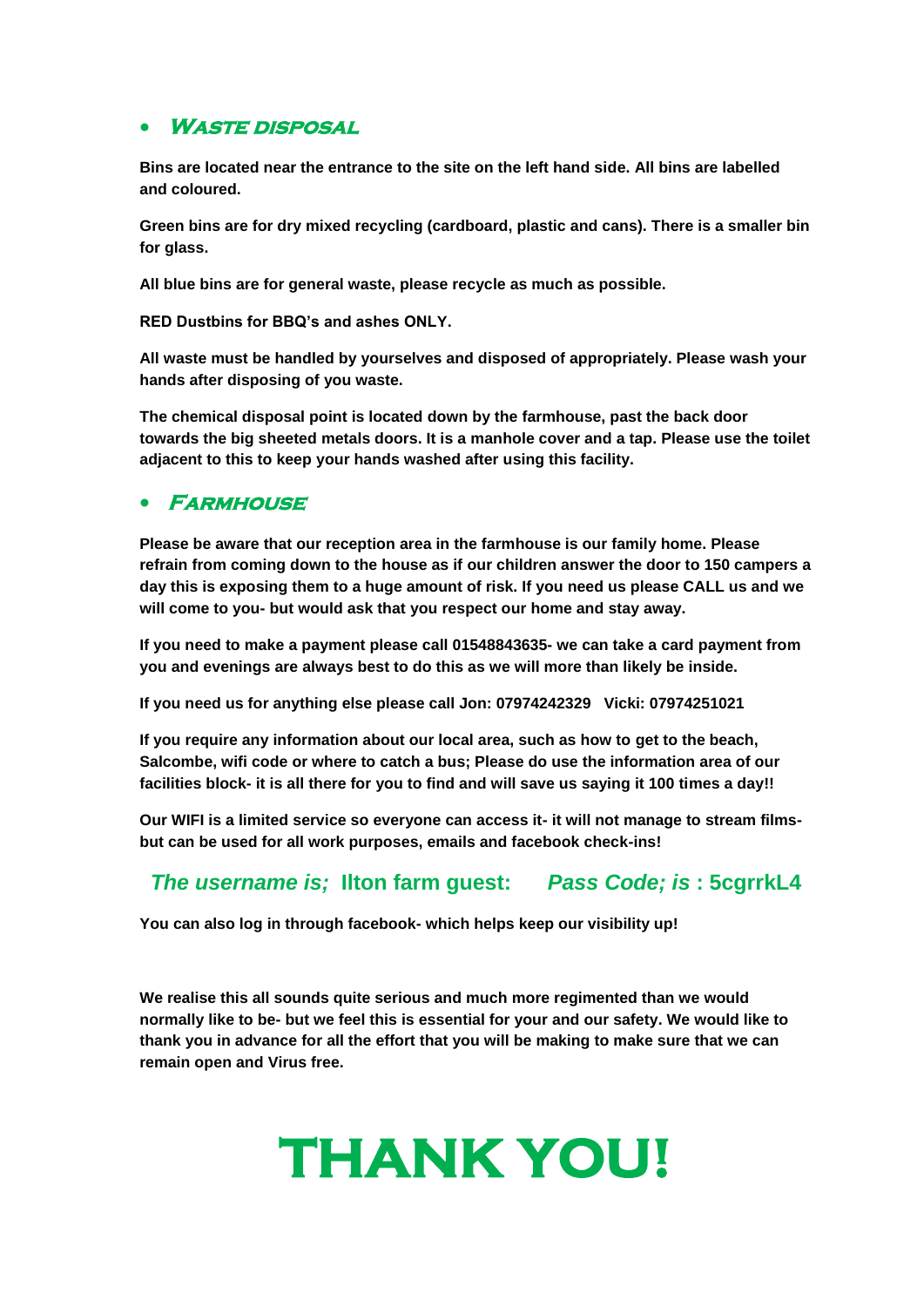- ## Waste disposal

**Bins are located near the entrance to the site on the left hand side. All bins are labelled and coloured.**

**Green bins are for dry mixed recycling (cardboard, plastic and cans). There is a smaller bin for glass.**

**All blue bins are for general waste, please recycle as much as possible.**

**RED Dustbins for BBQ's and ashes ONLY.**

**All waste must be handled by yourselves and disposed of appropriately. Please wash your hands after disposing of you waste.**

**The chemical disposal point is located down by the farmhouse, past the back door towards the big sheeted metals doors. It is a manhole cover and a tap. Please use the toilet adjacent to this to keep your hands washed after using this facility.**

- ## Farmhouse

**Please be aware that our reception area in the farmhouse is our family home. Please refrain from coming down to the house as if our children answer the door to 150 campers a day this is exposing them to a huge amount of risk. If you need us please CALL us and we will come to you- but would ask that you respect our home and stay away.**

**If you need to make a payment please call 01548843635- we can take a card payment from you and evenings are always best to do this as we will more than likely be inside.**

**If you need us for anything else please call Jon: 07974242329 Vicki: 07974251021**

**If you require any information about our local area, such as how to get to the beach, Salcombe, wifi code or where to catch a bus; Please do use the information area of our facilities block- it is all there for you to find and will save us saying it 100 times a day!!**

**Our WIFI is a limited service so everyone can access it- it will not manage to stream films- but can be used for all work purposes, emails and facebook check-ins!**

***The username is;* Ilton farm guest: *Pass Code; is* : 5cgrrkL4**

**You can also log in through facebook- which helps keep our visibility up!**

**We realise this all sounds quite serious and much more regimented than we would normally like to be- but we feel this is essential for your and our safety. We would like to thank you in advance for all the effort that you will be making to make sure that we can remain open and Virus free.**

# THANK YOU!